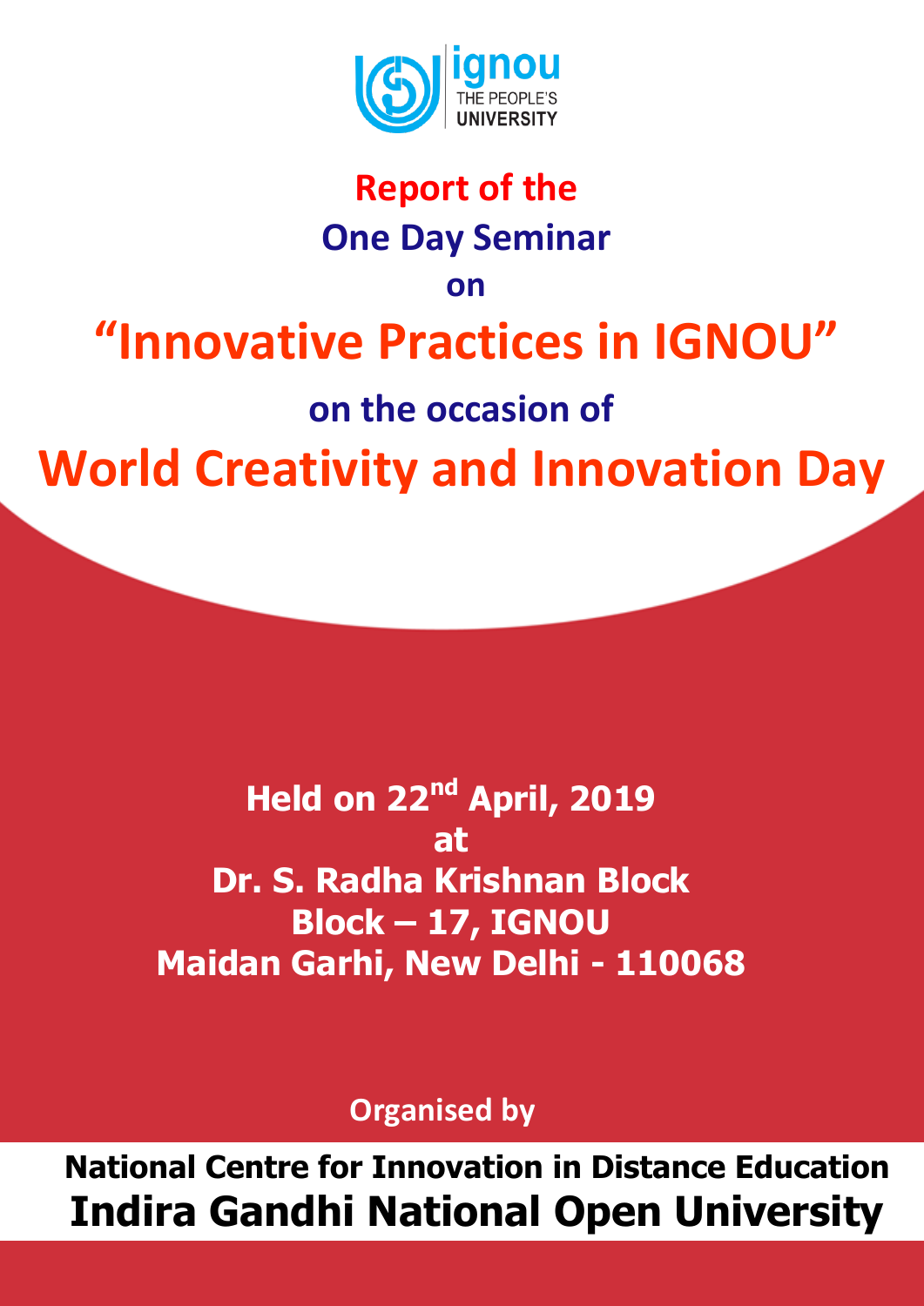ignou
THE PEOPLE'S
UNIVERSITY

# Report of the

## One Day Seminar

on

# "Innovative Practices in IGNOU"

on the occasion of

# World Creativity and Innovation Day

**Held on 22nd April, 2019**
**at**
**Dr. S. Radha Krishnan Block**
**Block – 17, IGNOU**
**Maidan Garhi, New Delhi - 110068**

**Organised by**

**National Centre for Innovation in Distance Education**
**Indira Gandhi National Open University**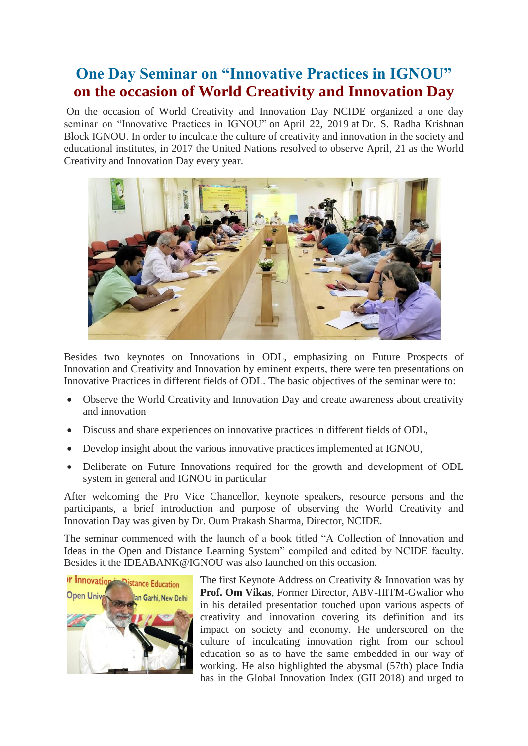# One Day Seminar on "Innovative Practices in IGNOU" on the occasion of World Creativity and Innovation Day

On the occasion of World Creativity and Innovation Day NCIDE organized a one day seminar on "Innovative Practices in IGNOU" on April 22, 2019 at Dr. S. Radha Krishnan Block IGNOU. In order to inculcate the culture of creativity and innovation in the society and educational institutes, in 2017 the United Nations resolved to observe April, 21 as the World Creativity and Innovation Day every year.

Besides two keynotes on Innovations in ODL, emphasizing on Future Prospects of Innovation and Creativity and Innovation by eminent experts, there were ten presentations on Innovative Practices in different fields of ODL. The basic objectives of the seminar were to:

- Observe the World Creativity and Innovation Day and create awareness about creativity and innovation
- Discuss and share experiences on innovative practices in different fields of ODL,
- Develop insight about the various innovative practices implemented at IGNOU,
- Deliberate on Future Innovations required for the growth and development of ODL system in general and IGNOU in particular

After welcoming the Pro Vice Chancellor, keynote speakers, resource persons and the participants, a brief introduction and purpose of observing the World Creativity and Innovation Day was given by Dr. Oum Prakash Sharma, Director, NCIDE.

The seminar commenced with the launch of a book titled "A Collection of Innovation and Ideas in the Open and Distance Learning System" compiled and edited by NCIDE faculty. Besides it the IDEABANK@IGNOU was also launched on this occasion.

The first Keynote Address on Creativity & Innovation was by **Prof. Om Vikas**, Former Director, ABV-IIITM-Gwalior who in his detailed presentation touched upon various aspects of creativity and innovation covering its definition and its impact on society and economy. He underscored on the culture of inculcating innovation right from our school education so as to have the same embedded in our way of working. He also highlighted the abysmal (57th) place India has in the Global Innovation Index (GII 2018) and urged to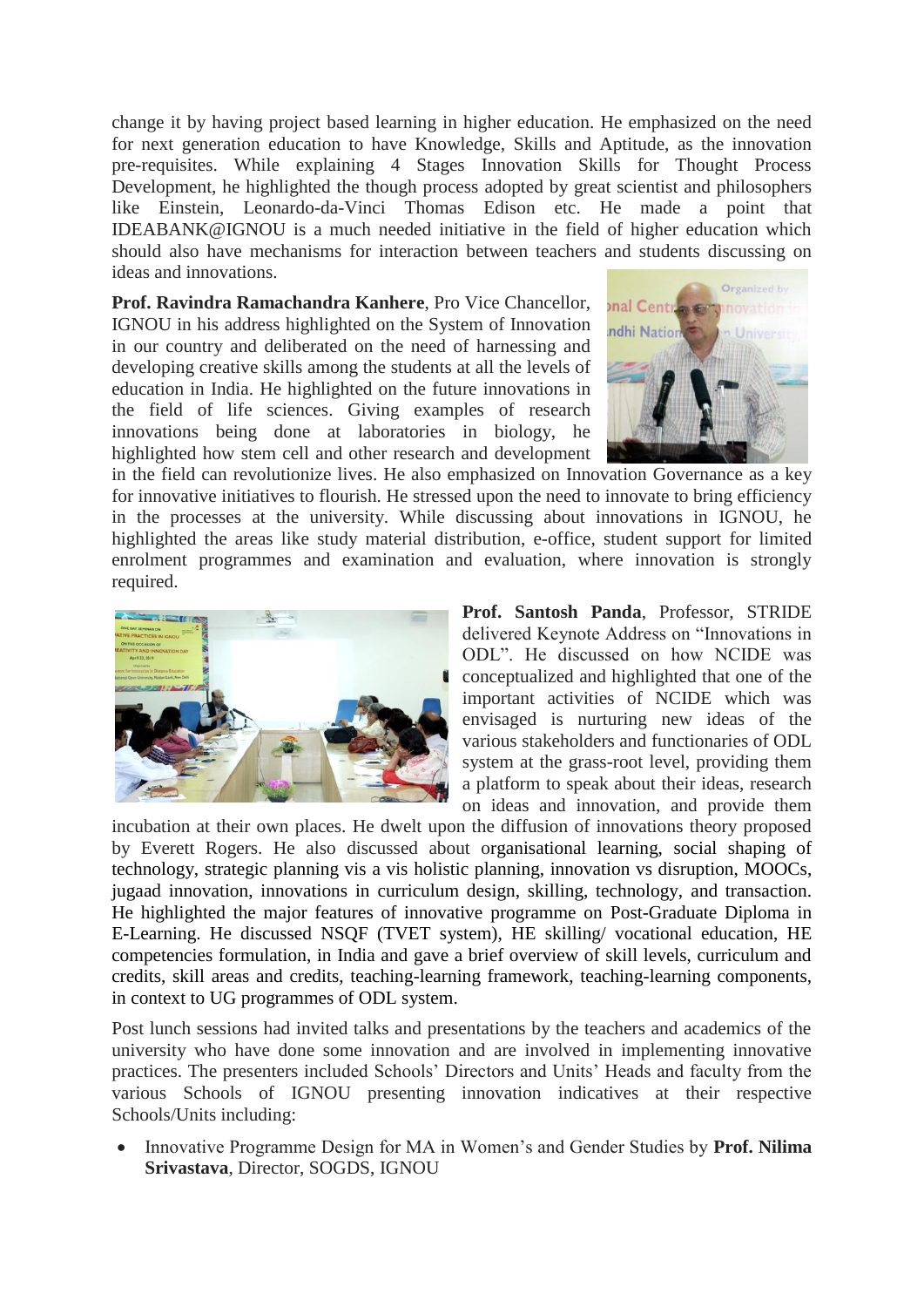change it by having project based learning in higher education. He emphasized on the need for next generation education to have Knowledge, Skills and Aptitude, as the innovation pre-requisites. While explaining 4 Stages Innovation Skills for Thought Process Development, he highlighted the though process adopted by great scientist and philosophers like Einstein, Leonardo-da-Vinci Thomas Edison etc. He made a point that IDEABANK@IGNOU is a much needed initiative in the field of higher education which should also have mechanisms for interaction between teachers and students discussing on ideas and innovations.

**Prof. Ravindra Ramachandra Kanhere**, Pro Vice Chancellor, IGNOU in his address highlighted on the System of Innovation in our country and deliberated on the need of harnessing and developing creative skills among the students at all the levels of education in India. He highlighted on the future innovations in the field of life sciences. Giving examples of research innovations being done at laboratories in biology, he highlighted how stem cell and other research and development in the field can revolutionize lives. He also emphasized on Innovation Governance as a key for innovative initiatives to flourish. He stressed upon the need to innovate to bring efficiency in the processes at the university. While discussing about innovations in IGNOU, he highlighted the areas like study material distribution, e-office, student support for limited enrolment programmes and examination and evaluation, where innovation is strongly required.

**Prof. Santosh Panda**, Professor, STRIDE delivered Keynote Address on "Innovations in ODL". He discussed on how NCIDE was conceptualized and highlighted that one of the important activities of NCIDE which was envisaged is nurturing new ideas of the various stakeholders and functionaries of ODL system at the grass-root level, providing them a platform to speak about their ideas, research on ideas and innovation, and provide them incubation at their own places. He dwelt upon the diffusion of innovations theory proposed by Everett Rogers. He also discussed about organisational learning, social shaping of technology, strategic planning vis a vis holistic planning, innovation vs disruption, MOOCs, jugaad innovation, innovations in curriculum design, skilling, technology, and transaction. He highlighted the major features of innovative programme on Post-Graduate Diploma in E-Learning. He discussed NSQF (TVET system), HE skilling/ vocational education, HE competencies formulation, in India and gave a brief overview of skill levels, curriculum and credits, skill areas and credits, teaching-learning framework, teaching-learning components, in context to UG programmes of ODL system.

Post lunch sessions had invited talks and presentations by the teachers and academics of the university who have done some innovation and are involved in implementing innovative practices. The presenters included Schools' Directors and Units' Heads and faculty from the various Schools of IGNOU presenting innovation indicatives at their respective Schools/Units including:

- Innovative Programme Design for MA in Women's and Gender Studies by **Prof. Nilima Srivastava**, Director, SOGDS, IGNOU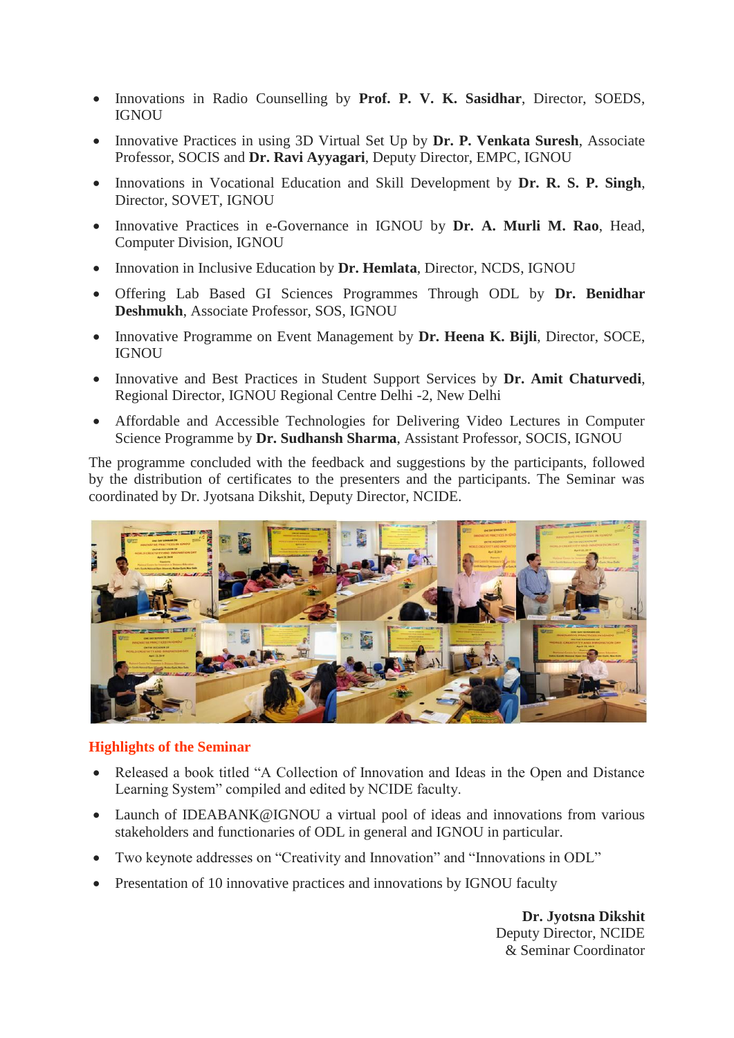- Innovations in Radio Counselling by **Prof. P. V. K. Sasidhar**, Director, SOEDS, IGNOU
- Innovative Practices in using 3D Virtual Set Up by **Dr. P. Venkata Suresh**, Associate Professor, SOCIS and **Dr. Ravi Ayyagari**, Deputy Director, EMPC, IGNOU
- Innovations in Vocational Education and Skill Development by **Dr. R. S. P. Singh**, Director, SOVET, IGNOU
- Innovative Practices in e-Governance in IGNOU by **Dr. A. Murli M. Rao**, Head, Computer Division, IGNOU
- Innovation in Inclusive Education by **Dr. Hemlata**, Director, NCDS, IGNOU
- Offering Lab Based GI Sciences Programmes Through ODL by **Dr. Benidhar Deshmukh**, Associate Professor, SOS, IGNOU
- Innovative Programme on Event Management by **Dr. Heena K. Bijli**, Director, SOCE, IGNOU
- Innovative and Best Practices in Student Support Services by **Dr. Amit Chaturvedi**, Regional Director, IGNOU Regional Centre Delhi -2, New Delhi
- Affordable and Accessible Technologies for Delivering Video Lectures in Computer Science Programme by **Dr. Sudhansh Sharma**, Assistant Professor, SOCIS, IGNOU

The programme concluded with the feedback and suggestions by the participants, followed by the distribution of certificates to the presenters and the participants. The Seminar was coordinated by Dr. Jyotsana Dikshit, Deputy Director, NCIDE.

## Highlights of the Seminar

- Released a book titled "A Collection of Innovation and Ideas in the Open and Distance Learning System" compiled and edited by NCIDE faculty.
- Launch of IDEABANK@IGNOU a virtual pool of ideas and innovations from various stakeholders and functionaries of ODL in general and IGNOU in particular.
- Two keynote addresses on "Creativity and Innovation" and "Innovations in ODL"
- Presentation of 10 innovative practices and innovations by IGNOU faculty

**Dr. Jyotsna Dikshit**
Deputy Director, NCIDE
& Seminar Coordinator